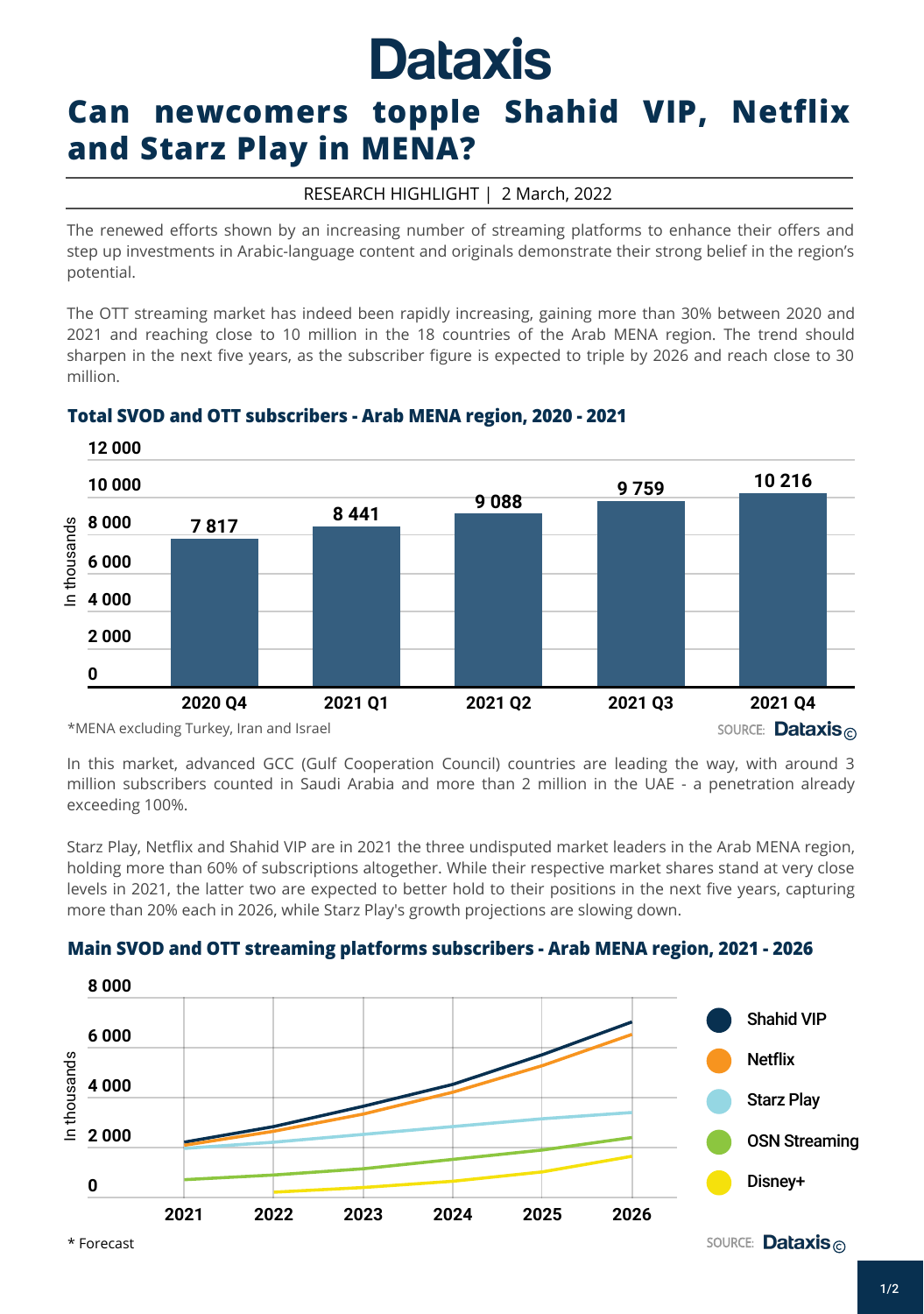# Dataxis

# Can newcomers topple Shahid VIP, Netflix and Starz Play in MENA?

RESEARCH HIGHLIGHT | 2 March, 2022

The renewed efforts shown by an increasing number of streaming platforms to enhance their offers and step up investments in Arabic-language content and originals demonstrate their strong belief in the region's potential.

The OTT streaming market has indeed been rapidly increasing, gaining more than 30% between 2020 and 2021 and reaching close to 10 million in the 18 countries of the Arab MENA region. The trend should sharpen in the next five years, as the subscriber figure is expected to triple by 2026 and reach close to 30 million.

### Total SVOD and OTT subscribers - Arab MENA region, 2020 - 2021

| Quarter | Subscribers (in thousands) |
|---|---|
| 2020 Q4 | 7 817 |
| 2021 Q1 | 8 441 |
| 2021 Q2 | 9 088 |
| 2021 Q3 | 9 759 |
| 2021 Q4 | 10 216 |

*MENA excluding Turkey, Iran and Israel

SOURCE: Dataxis©

In this market, advanced GCC (Gulf Cooperation Council) countries are leading the way, with around 3 million subscribers counted in Saudi Arabia and more than 2 million in the UAE - a penetration already exceeding 100%.

Starz Play, Netflix and Shahid VIP are in 2021 the three undisputed market leaders in the Arab MENA region, holding more than 60% of subscriptions altogether. While their respective market shares stand at very close levels in 2021, the latter two are expected to better hold to their positions in the next five years, capturing more than 20% each in 2026, while Starz Play's growth projections are slowing down.

### Main SVOD and OTT streaming platforms subscribers - Arab MENA region, 2021 - 2026

Line chart (in thousands, 2021–2026) showing subscribers for Shahid VIP, Netflix, Starz Play, OSN Streaming and Disney+.

* Forecast

SOURCE: Dataxis©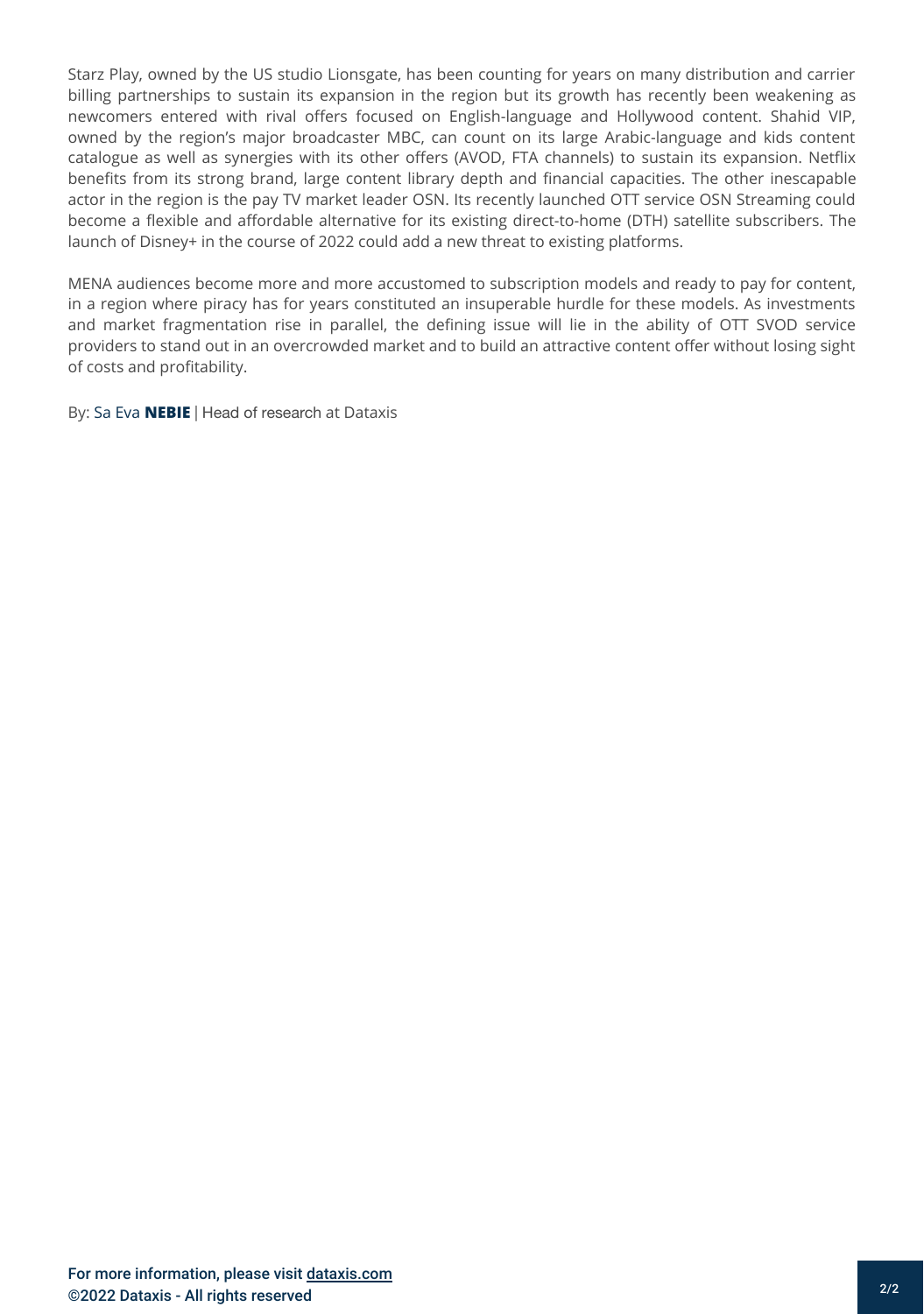Starz Play, owned by the US studio Lionsgate, has been counting for years on many distribution and carrier billing partnerships to sustain its expansion in the region but its growth has recently been weakening as newcomers entered with rival offers focused on English-language and Hollywood content. Shahid VIP, owned by the region's major broadcaster MBC, can count on its large Arabic-language and kids content catalogue as well as synergies with its other offers (AVOD, FTA channels) to sustain its expansion. Netflix benefits from its strong brand, large content library depth and financial capacities. The other inescapable actor in the region is the pay TV market leader OSN. Its recently launched OTT service OSN Streaming could become a flexible and affordable alternative for its existing direct-to-home (DTH) satellite subscribers. The launch of Disney+ in the course of 2022 could add a new threat to existing platforms.

MENA audiences become more and more accustomed to subscription models and ready to pay for content, in a region where piracy has for years constituted an insuperable hurdle for these models. As investments and market fragmentation rise in parallel, the defining issue will lie in the ability of OTT SVOD service providers to stand out in an overcrowded market and to build an attractive content offer without losing sight of costs and profitability.

By: Sa Eva **NEBIE** | Head of research at Dataxis

For more information, please visit dataxis.com
©2022 Dataxis - All rights reserved